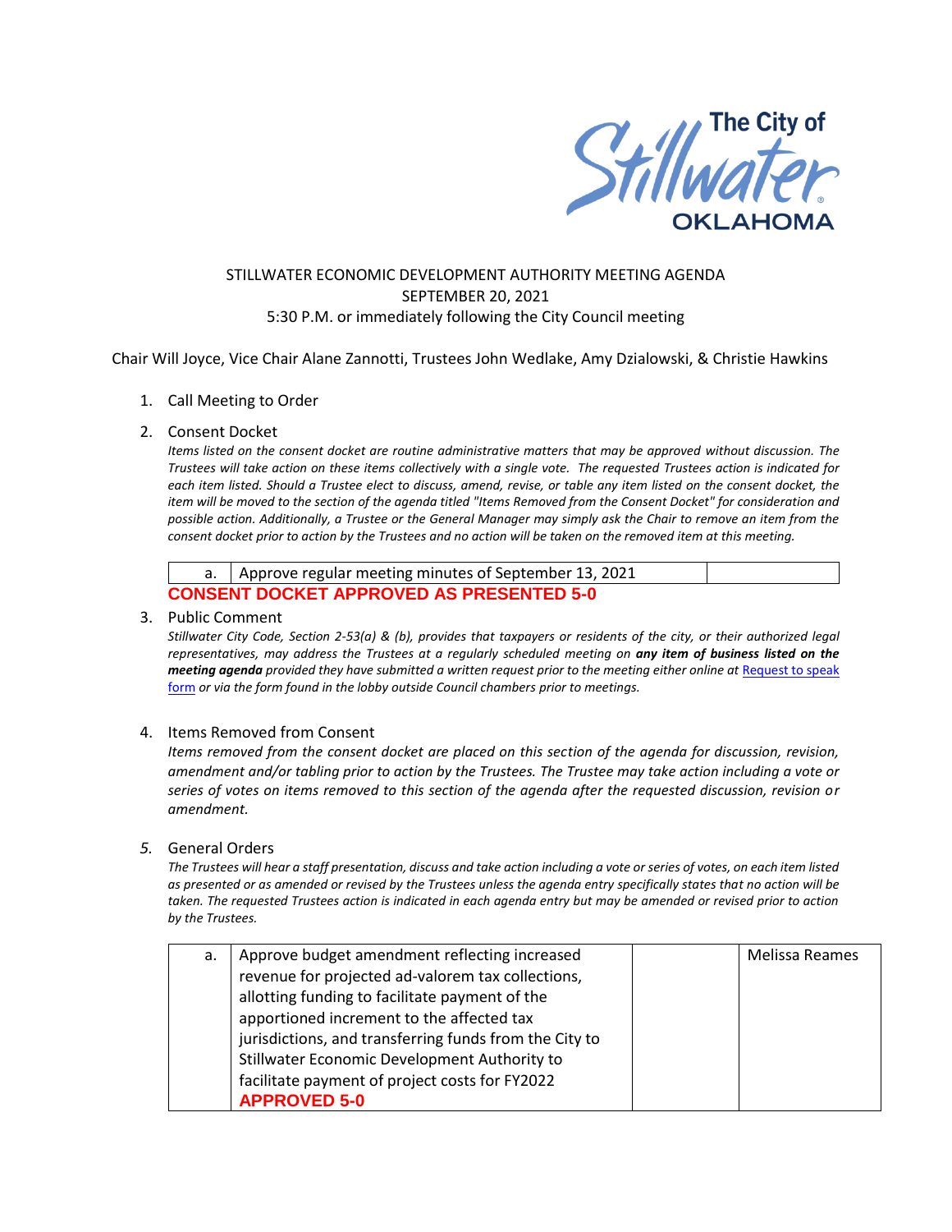The City of Stillwater OKLAHOMA

STILLWATER ECONOMIC DEVELOPMENT AUTHORITY MEETING AGENDA
SEPTEMBER 20, 2021
5:30 P.M. or immediately following the City Council meeting

Chair Will Joyce, Vice Chair Alane Zannotti, Trustees John Wedlake, Amy Dzialowski, & Christie Hawkins

1. Call Meeting to Order

2. Consent Docket

   *Items listed on the consent docket are routine administrative matters that may be approved without discussion. The Trustees will take action on these items collectively with a single vote. The requested Trustees action is indicated for each item listed. Should a Trustee elect to discuss, amend, revise, or table any item listed on the consent docket, the item will be moved to the section of the agenda titled "Items Removed from the Consent Docket" for consideration and possible action. Additionally, a Trustee or the General Manager may simply ask the Chair to remove an item from the consent docket prior to action by the Trustees and no action will be taken on the removed item at this meeting.*

| a. | Approve regular meeting minutes of September 13, 2021 | |
|---|---|---|

**CONSENT DOCKET APPROVED AS PRESENTED 5-0**

3. Public Comment

   *Stillwater City Code, Section 2-53(a) & (b), provides that taxpayers or residents of the city, or their authorized legal representatives, may address the Trustees at a regularly scheduled meeting on* ***any item of business listed on the meeting agenda*** *provided they have submitted a written request prior to the meeting either online at* [Request to speak form](Request to speak form) *or via the form found in the lobby outside Council chambers prior to meetings.*

4. Items Removed from Consent

   *Items removed from the consent docket are placed on this section of the agenda for discussion, revision, amendment and/or tabling prior to action by the Trustees. The Trustee may take action including a vote or series of votes on items removed to this section of the agenda after the requested discussion, revision or amendment.*

5. General Orders

   *The Trustees will hear a staff presentation, discuss and take action including a vote or series of votes, on each item listed as presented or as amended or revised by the Trustees unless the agenda entry specifically states that no action will be taken. The requested Trustees action is indicated in each agenda entry but may be amended or revised prior to action by the Trustees.*

| a. | Approve budget amendment reflecting increased revenue for projected ad-valorem tax collections, allotting funding to facilitate payment of the apportioned increment to the affected tax jurisdictions, and transferring funds from the City to Stillwater Economic Development Authority to facilitate payment of project costs for FY2022 **APPROVED 5-0** | | Melissa Reames |
|---|---|---|---|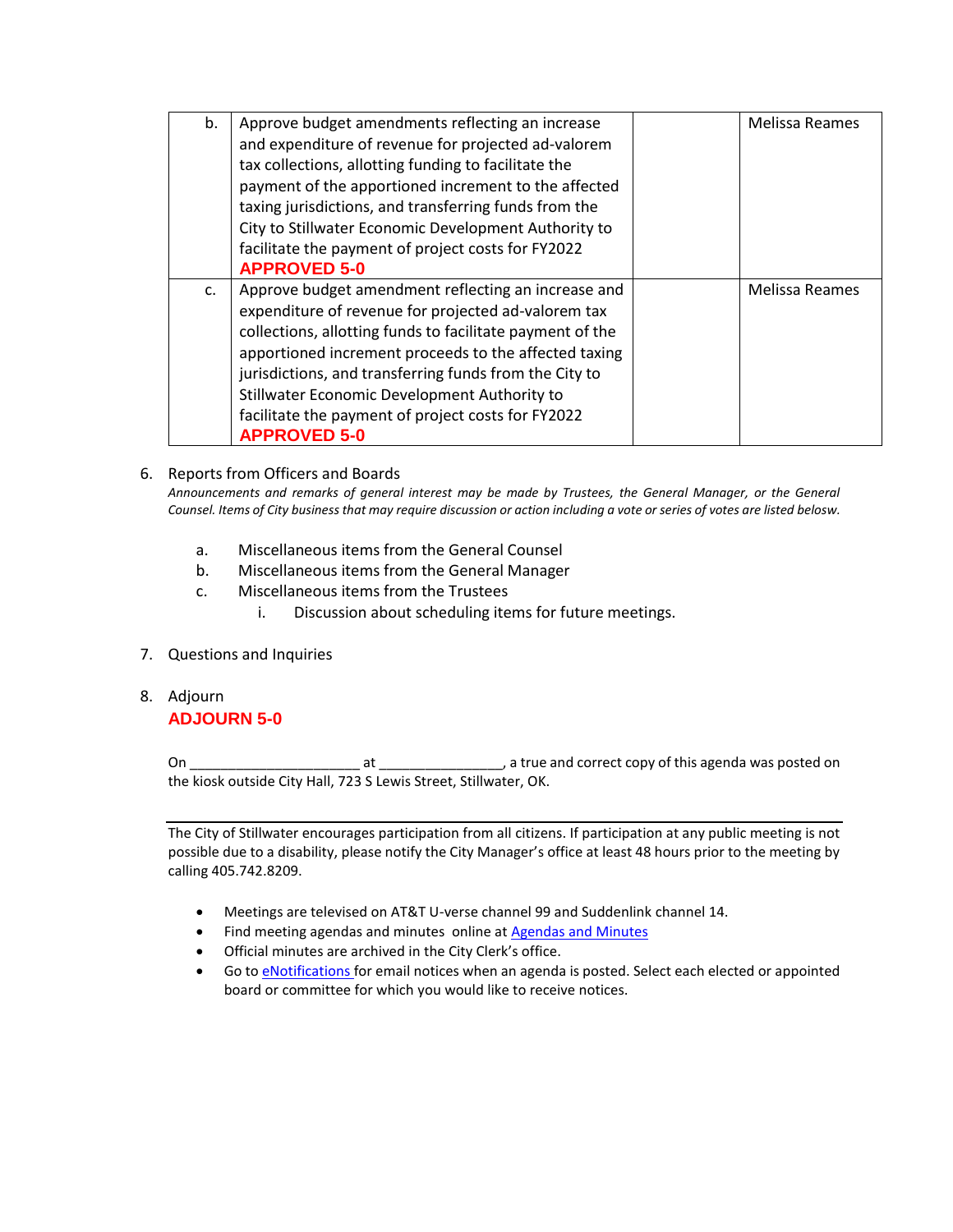| | | | |
|---|---|---|---|
| b. | Approve budget amendments reflecting an increase and expenditure of revenue for projected ad-valorem tax collections, allotting funding to facilitate the payment of the apportioned increment to the affected taxing jurisdictions, and transferring funds from the City to Stillwater Economic Development Authority to facilitate the payment of project costs for FY2022 **APPROVED 5-0** | | Melissa Reames |
| c. | Approve budget amendment reflecting an increase and expenditure of revenue for projected ad-valorem tax collections, allotting funds to facilitate payment of the apportioned increment proceeds to the affected taxing jurisdictions, and transferring funds from the City to Stillwater Economic Development Authority to facilitate the payment of project costs for FY2022 **APPROVED 5-0** | | Melissa Reames |

6. Reports from Officers and Boards

   *Announcements and remarks of general interest may be made by Trustees, the General Manager, or the General Counsel. Items of City business that may require discussion or action including a vote or series of votes are listed belosw.*

   a. Miscellaneous items from the General Counsel
   b. Miscellaneous items from the General Manager
   c. Miscellaneous items from the Trustees
      i. Discussion about scheduling items for future meetings.

7. Questions and Inquiries

8. Adjourn

   **ADJOURN 5-0**

On ______________________ at ________________, a true and correct copy of this agenda was posted on the kiosk outside City Hall, 723 S Lewis Street, Stillwater, OK.

---

The City of Stillwater encourages participation from all citizens. If participation at any public meeting is not possible due to a disability, please notify the City Manager's office at least 48 hours prior to the meeting by calling 405.742.8209.

- Meetings are televised on AT&T U-verse channel 99 and Suddenlink channel 14.
- Find meeting agendas and minutes online at Agendas and Minutes
- Official minutes are archived in the City Clerk's office.
- Go to eNotifications for email notices when an agenda is posted. Select each elected or appointed board or committee for which you would like to receive notices.